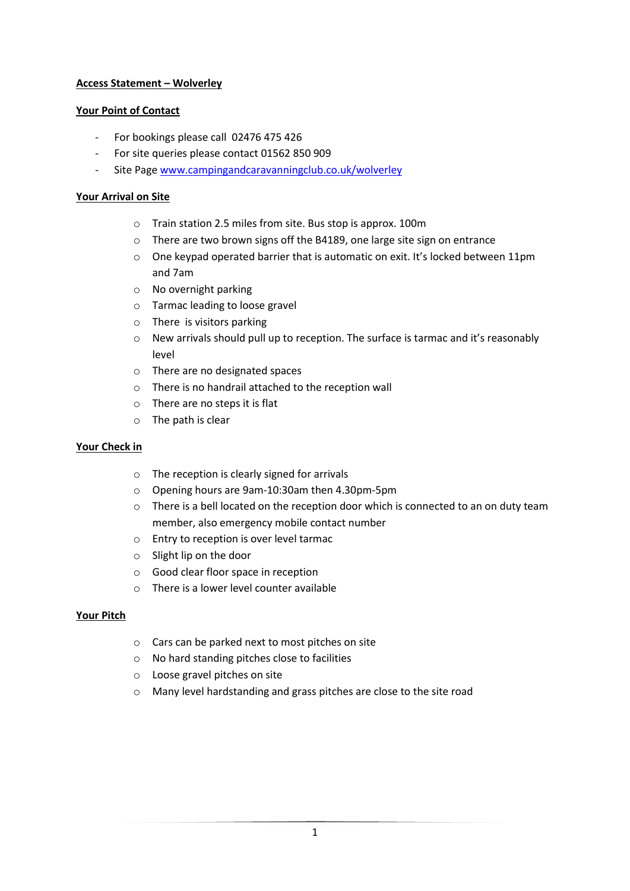**Access Statement – Wolverley**

**Your Point of Contact**

- For bookings please call 02476 475 426
- For site queries please contact 01562 850 909
- Site Page [www.campingandcaravanningclub.co.uk/wolverley](http://www.campingandcaravanningclub.co.uk/wolverley)

**Your Arrival on Site**

- Train station 2.5 miles from site. Bus stop is approx. 100m
- There are two brown signs off the B4189, one large site sign on entrance
- One keypad operated barrier that is automatic on exit. It's locked between 11pm and 7am
- No overnight parking
- Tarmac leading to loose gravel
- There is visitors parking
- New arrivals should pull up to reception. The surface is tarmac and it's reasonably level
- There are no designated spaces
- There is no handrail attached to the reception wall
- There are no steps it is flat
- The path is clear

**Your Check in**

- The reception is clearly signed for arrivals
- Opening hours are 9am-10:30am then 4.30pm-5pm
- There is a bell located on the reception door which is connected to an on duty team member, also emergency mobile contact number
- Entry to reception is over level tarmac
- Slight lip on the door
- Good clear floor space in reception
- There is a lower level counter available

**Your Pitch**

- Cars can be parked next to most pitches on site
- No hard standing pitches close to facilities
- Loose gravel pitches on site
- Many level hardstanding and grass pitches are close to the site road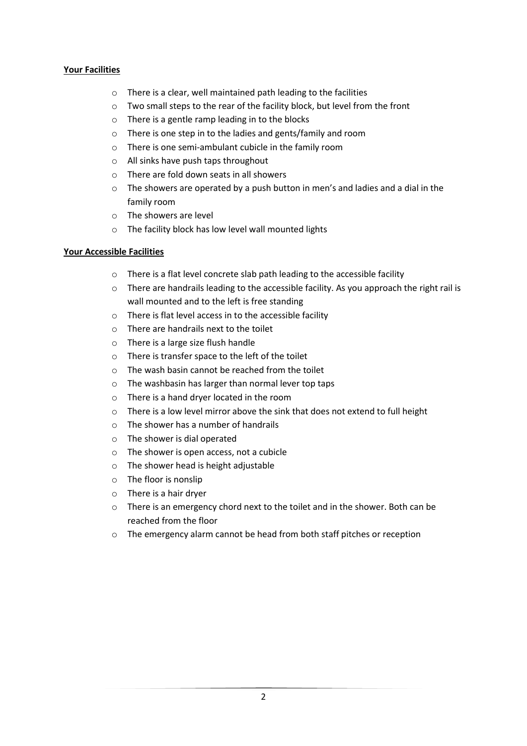**Your Facilities**

- There is a clear, well maintained path leading to the facilities
- Two small steps to the rear of the facility block, but level from the front
- There is a gentle ramp leading in to the blocks
- There is one step in to the ladies and gents/family and room
- There is one semi-ambulant cubicle in the family room
- All sinks have push taps throughout
- There are fold down seats in all showers
- The showers are operated by a push button in men's and ladies and a dial in the family room
- The showers are level
- The facility block has low level wall mounted lights

**Your Accessible Facilities**

- There is a flat level concrete slab path leading to the accessible facility
- There are handrails leading to the accessible facility. As you approach the right rail is wall mounted and to the left is free standing
- There is flat level access in to the accessible facility
- There are handrails next to the toilet
- There is a large size flush handle
- There is transfer space to the left of the toilet
- The wash basin cannot be reached from the toilet
- The washbasin has larger than normal lever top taps
- There is a hand dryer located in the room
- There is a low level mirror above the sink that does not extend to full height
- The shower has a number of handrails
- The shower is dial operated
- The shower is open access, not a cubicle
- The shower head is height adjustable
- The floor is nonslip
- There is a hair dryer
- There is an emergency chord next to the toilet and in the shower. Both can be reached from the floor
- The emergency alarm cannot be head from both staff pitches or reception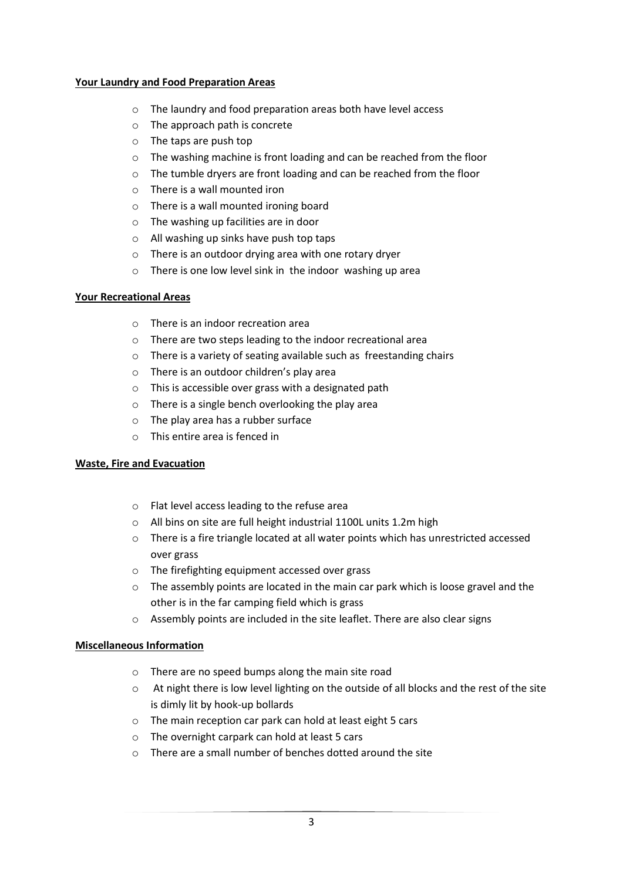**Your Laundry and Food Preparation Areas**

- The laundry and food preparation areas both have level access
- The approach path is concrete
- The taps are push top
- The washing machine is front loading and can be reached from the floor
- The tumble dryers are front loading and can be reached from the floor
- There is a wall mounted iron
- There is a wall mounted ironing board
- The washing up facilities are in door
- All washing up sinks have push top taps
- There is an outdoor drying area with one rotary dryer
- There is one low level sink in the indoor washing up area

**Your Recreational Areas**

- There is an indoor recreation area
- There are two steps leading to the indoor recreational area
- There is a variety of seating available such as freestanding chairs
- There is an outdoor children's play area
- This is accessible over grass with a designated path
- There is a single bench overlooking the play area
- The play area has a rubber surface
- This entire area is fenced in

**Waste, Fire and Evacuation**

- Flat level access leading to the refuse area
- All bins on site are full height industrial 1100L units 1.2m high
- There is a fire triangle located at all water points which has unrestricted accessed over grass
- The firefighting equipment accessed over grass
- The assembly points are located in the main car park which is loose gravel and the other is in the far camping field which is grass
- Assembly points are included in the site leaflet. There are also clear signs

**Miscellaneous Information**

- There are no speed bumps along the main site road
- At night there is low level lighting on the outside of all blocks and the rest of the site is dimly lit by hook-up bollards
- The main reception car park can hold at least eight 5 cars
- The overnight carpark can hold at least 5 cars
- There are a small number of benches dotted around the site